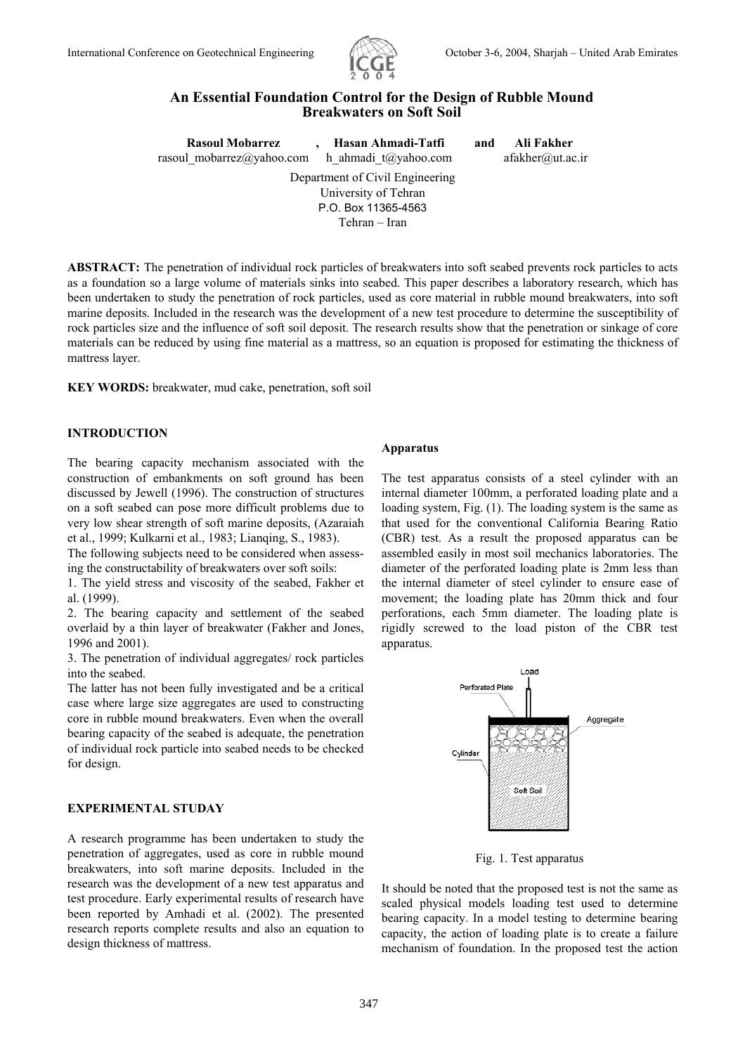# An Essential Foundation Control for the Design of Rubble Mound Breakwaters on Soft Soil

**Rasoul Mobarrez** , **Hasan Ahmadi-Tatfi** and **Ali Fakher**
rasoul_mobarrez@yahoo.com h_ahmadi_t@yahoo.com afakher@ut.ac.ir

Department of Civil Engineering
University of Tehran
P.O. Box 11365-4563
Tehran – Iran

**ABSTRACT:** The penetration of individual rock particles of breakwaters into soft seabed prevents rock particles to acts as a foundation so a large volume of materials sinks into seabed. This paper describes a laboratory research, which has been undertaken to study the penetration of rock particles, used as core material in rubble mound breakwaters, into soft marine deposits. Included in the research was the development of a new test procedure to determine the susceptibility of rock particles size and the influence of soft soil deposit. The research results show that the penetration or sinkage of core materials can be reduced by using fine material as a mattress, so an equation is proposed for estimating the thickness of mattress layer.

**KEY WORDS:** breakwater, mud cake, penetration, soft soil

## INTRODUCTION

The bearing capacity mechanism associated with the construction of embankments on soft ground has been discussed by Jewell (1996). The construction of structures on a soft seabed can pose more difficult problems due to very low shear strength of soft marine deposits, (Azaraiah et al., 1999; Kulkarni et al., 1983; Lianqing, S., 1983).

The following subjects need to be considered when assessing the constructability of breakwaters over soft soils:

1. The yield stress and viscosity of the seabed, Fakher et al. (1999).
2. The bearing capacity and settlement of the seabed overlaid by a thin layer of breakwater (Fakher and Jones, 1996 and 2001).
3. The penetration of individual aggregates/ rock particles into the seabed.

The latter has not been fully investigated and be a critical case where large size aggregates are used to constructing core in rubble mound breakwaters. Even when the overall bearing capacity of the seabed is adequate, the penetration of individual rock particle into seabed needs to be checked for design.

## EXPERIMENTAL STUDAY

A research programme has been undertaken to study the penetration of aggregates, used as core in rubble mound breakwaters, into soft marine deposits. Included in the research was the development of a new test apparatus and test procedure. Early experimental results of research have been reported by Amhadi et al. (2002). The presented research reports complete results and also an equation to design thickness of mattress.

### Apparatus

The test apparatus consists of a steel cylinder with an internal diameter 100mm, a perforated loading plate and a loading system, Fig. (1). The loading system is the same as that used for the conventional California Bearing Ratio (CBR) test. As a result the proposed apparatus can be assembled easily in most soil mechanics laboratories. The diameter of the perforated loading plate is 2mm less than the internal diameter of steel cylinder to ensure ease of movement; the loading plate has 20mm thick and four perforations, each 5mm diameter. The loading plate is rigidly screwed to the load piston of the CBR test apparatus.

Fig. 1. Test apparatus

It should be noted that the proposed test is not the same as scaled physical models loading test used to determine bearing capacity. In a model testing to determine bearing capacity, the action of loading plate is to create a failure mechanism of foundation. In the proposed test the action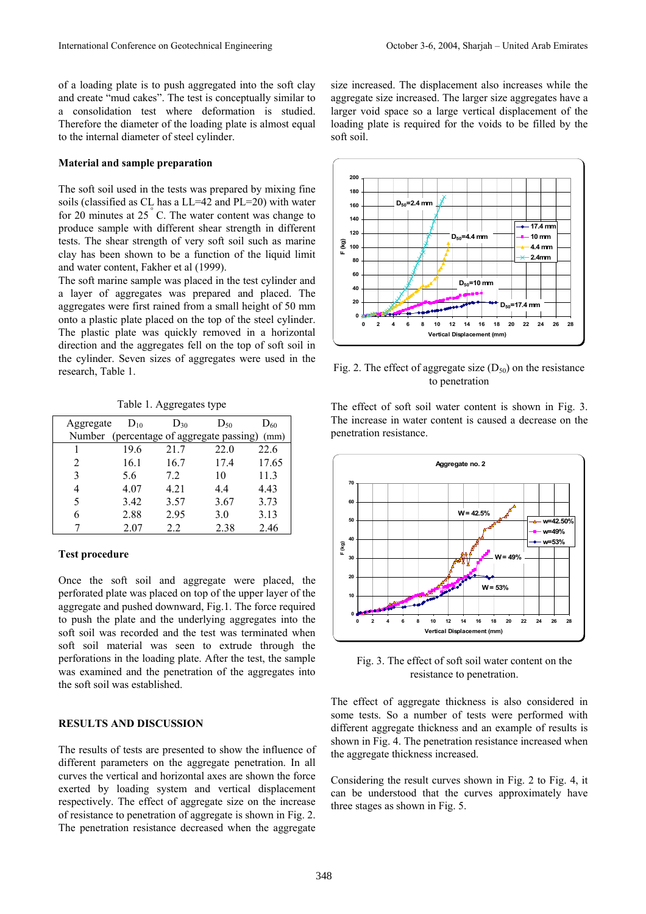of a loading plate is to push aggregated into the soft clay and create "mud cakes". The test is conceptually similar to a consolidation test where deformation is studied. Therefore the diameter of the loading plate is almost equal to the internal diameter of steel cylinder.

### Material and sample preparation

The soft soil used in the tests was prepared by mixing fine soils (classified as CL has a LL=42 and PL=20) with water for 20 minutes at 25 °C. The water content was change to produce sample with different shear strength in different tests. The shear strength of very soft soil such as marine clay has been shown to be a function of the liquid limit and water content, Fakher et al (1999).

The soft marine sample was placed in the test cylinder and a layer of aggregates was prepared and placed. The aggregates were first rained from a small height of 50 mm onto a plastic plate placed on the top of the steel cylinder. The plastic plate was quickly removed in a horizontal direction and the aggregates fell on the top of soft soil in the cylinder. Seven sizes of aggregates were used in the research, Table 1.

Table 1. Aggregates type

| Aggregate Number | $D_{10}$ | $D_{30}$ | $D_{50}$ | $D_{60}$ |
|---|---|---|---|---|
| | (percentage of aggregate passing) (mm) | | | |
| 1 | 19.6 | 21.7 | 22.0 | 22.6 |
| 2 | 16.1 | 16.7 | 17.4 | 17.65 |
| 3 | 5.6 | 7.2 | 10 | 11.3 |
| 4 | 4.07 | 4.21 | 4.4 | 4.43 |
| 5 | 3.42 | 3.57 | 3.67 | 3.73 |
| 6 | 2.88 | 2.95 | 3.0 | 3.13 |
| 7 | 2.07 | 2.2 | 2.38 | 2.46 |

### Test procedure

Once the soft soil and aggregate were placed, the perforated plate was placed on top of the upper layer of the aggregate and pushed downward, Fig.1. The force required to push the plate and the underlying aggregates into the soft soil was recorded and the test was terminated when soft soil material was seen to extrude through the perforations in the loading plate. After the test, the sample was examined and the penetration of the aggregates into the soft soil was established.

## RESULTS AND DISCUSSION

The results of tests are presented to show the influence of different parameters on the aggregate penetration. In all curves the vertical and horizontal axes are shown the force exerted by loading system and vertical displacement respectively. The effect of aggregate size on the increase of resistance to penetration of aggregate is shown in Fig. 2. The penetration resistance decreased when the aggregate size increased. The displacement also increases while the aggregate size increased. The larger size aggregates have a larger void space so a large vertical displacement of the loading plate is required for the voids to be filled by the soft soil.

Fig. 2. The effect of aggregate size ($D_{50}$) on the resistance to penetration

The effect of soft soil water content is shown in Fig. 3. The increase in water content is caused a decrease on the penetration resistance.

Fig. 3. The effect of soft soil water content on the resistance to penetration.

The effect of aggregate thickness is also considered in some tests. So a number of tests were performed with different aggregate thickness and an example of results is shown in Fig. 4. The penetration resistance increased when the aggregate thickness increased.

Considering the result curves shown in Fig. 2 to Fig. 4, it can be understood that the curves approximately have three stages as shown in Fig. 5.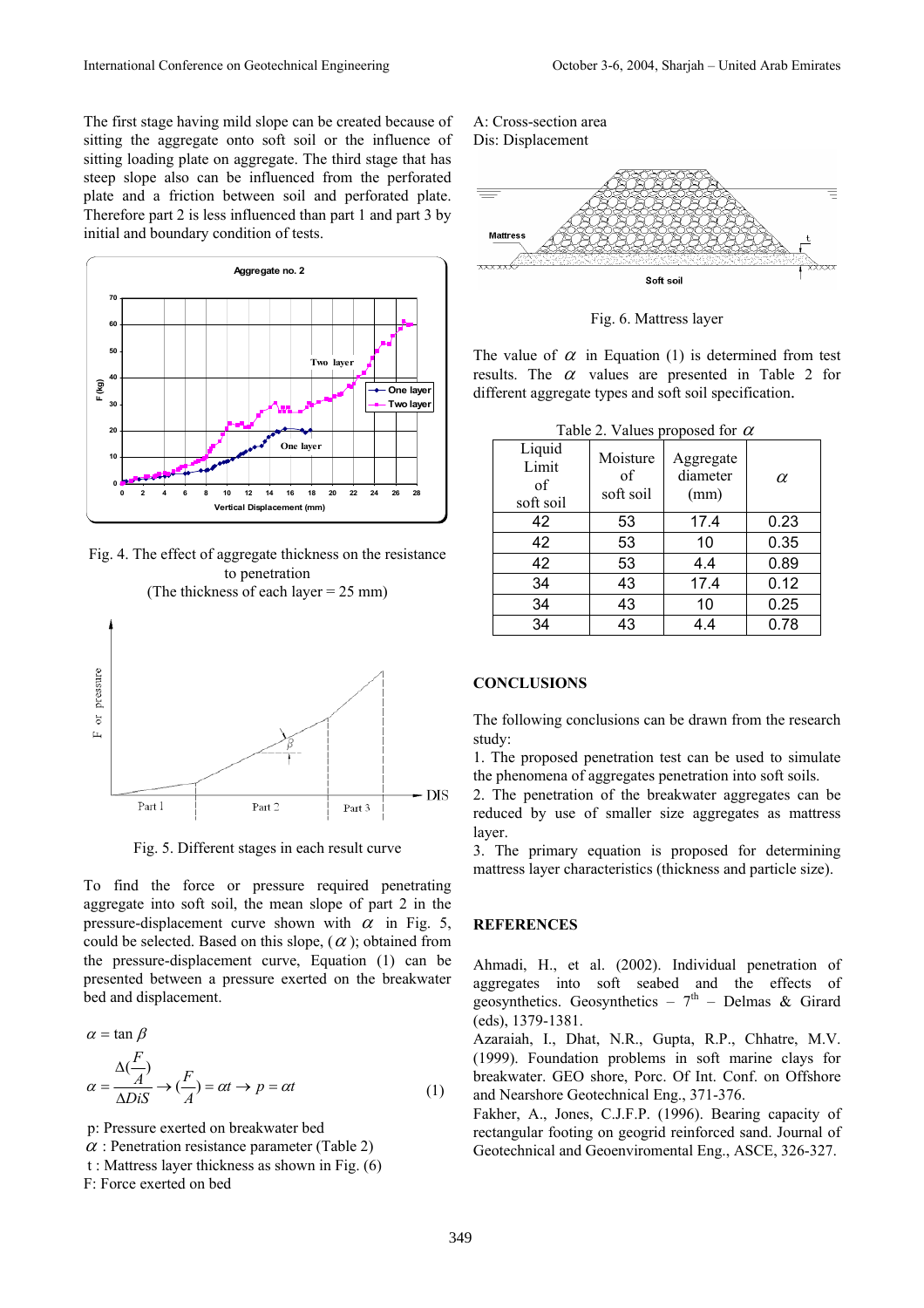The first stage having mild slope can be created because of sitting the aggregate onto soft soil or the influence of sitting loading plate on aggregate. The third stage that has steep slope also can be influenced from the perforated plate and a friction between soil and perforated plate. Therefore part 2 is less influenced than part 1 and part 3 by initial and boundary condition of tests.

Fig. 4. The effect of aggregate thickness on the resistance to penetration
(The thickness of each layer = 25 mm)

Fig. 5. Different stages in each result curve

To find the force or pressure required penetrating aggregate into soft soil, the mean slope of part 2 in the pressure-displacement curve shown with $\alpha$ in Fig. 5, could be selected. Based on this slope, ($\alpha$); obtained from the pressure-displacement curve, Equation (1) can be presented between a pressure exerted on the breakwater bed and displacement.

$$\alpha = \tan \beta$$

$$\alpha = \frac{\Delta(\frac{F}{A})}{\Delta DiS} \rightarrow (\frac{F}{A}) = \alpha t \rightarrow p = \alpha t \qquad (1)$$

p: Pressure exerted on breakwater bed
$\alpha$ : Penetration resistance parameter (Table 2)
t : Mattress layer thickness as shown in Fig. (6)
F: Force exerted on bed
A: Cross-section area
Dis: Displacement

Fig. 6. Mattress layer

The value of $\alpha$ in Equation (1) is determined from test results. The $\alpha$ values are presented in Table 2 for different aggregate types and soft soil specification.

Table 2. Values proposed for $\alpha$

| Liquid Limit of soft soil | Moisture of soft soil | Aggregate diameter (mm) | $\alpha$ |
|---|---|---|---|
| 42 | 53 | 17.4 | 0.23 |
| 42 | 53 | 10 | 0.35 |
| 42 | 53 | 4.4 | 0.89 |
| 34 | 43 | 17.4 | 0.12 |
| 34 | 43 | 10 | 0.25 |
| 34 | 43 | 4.4 | 0.78 |

## CONCLUSIONS

The following conclusions can be drawn from the research study:

1. The proposed penetration test can be used to simulate the phenomena of aggregates penetration into soft soils.
2. The penetration of the breakwater aggregates can be reduced by use of smaller size aggregates as mattress layer.
3. The primary equation is proposed for determining mattress layer characteristics (thickness and particle size).

## REFERENCES

Ahmadi, H., et al. (2002). Individual penetration of aggregates into soft seabed and the effects of geosynthetics. Geosynthetics – 7th – Delmas & Girard (eds), 1379-1381.

Azaraiah, I., Dhat, N.R., Gupta, R.P., Chhatre, M.V. (1999). Foundation problems in soft marine clays for breakwater. GEO shore, Porc. Of Int. Conf. on Offshore and Nearshore Geotechnical Eng., 371-376.

Fakher, A., Jones, C.J.F.P. (1996). Bearing capacity of rectangular footing on geogrid reinforced sand. Journal of Geotechnical and Geoenviromental Eng., ASCE, 326-327.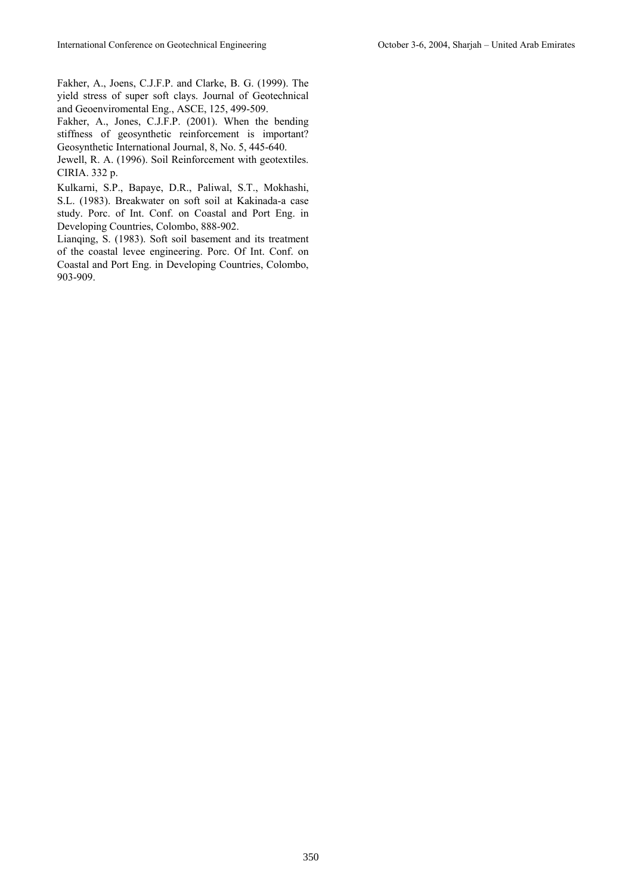Fakher, A., Joens, C.J.F.P. and Clarke, B. G. (1999). The yield stress of super soft clays. Journal of Geotechnical and Geoenviromental Eng., ASCE, 125, 499-509.

Fakher, A., Jones, C.J.F.P. (2001). When the bending stiffness of geosynthetic reinforcement is important? Geosynthetic International Journal, 8, No. 5, 445-640.

Jewell, R. A. (1996). Soil Reinforcement with geotextiles. CIRIA. 332 p.

Kulkarni, S.P., Bapaye, D.R., Paliwal, S.T., Mokhashi, S.L. (1983). Breakwater on soft soil at Kakinada-a case study. Porc. of Int. Conf. on Coastal and Port Eng. in Developing Countries, Colombo, 888-902.

Lianqing, S. (1983). Soft soil basement and its treatment of the coastal levee engineering. Porc. Of Int. Conf. on Coastal and Port Eng. in Developing Countries, Colombo, 903-909.